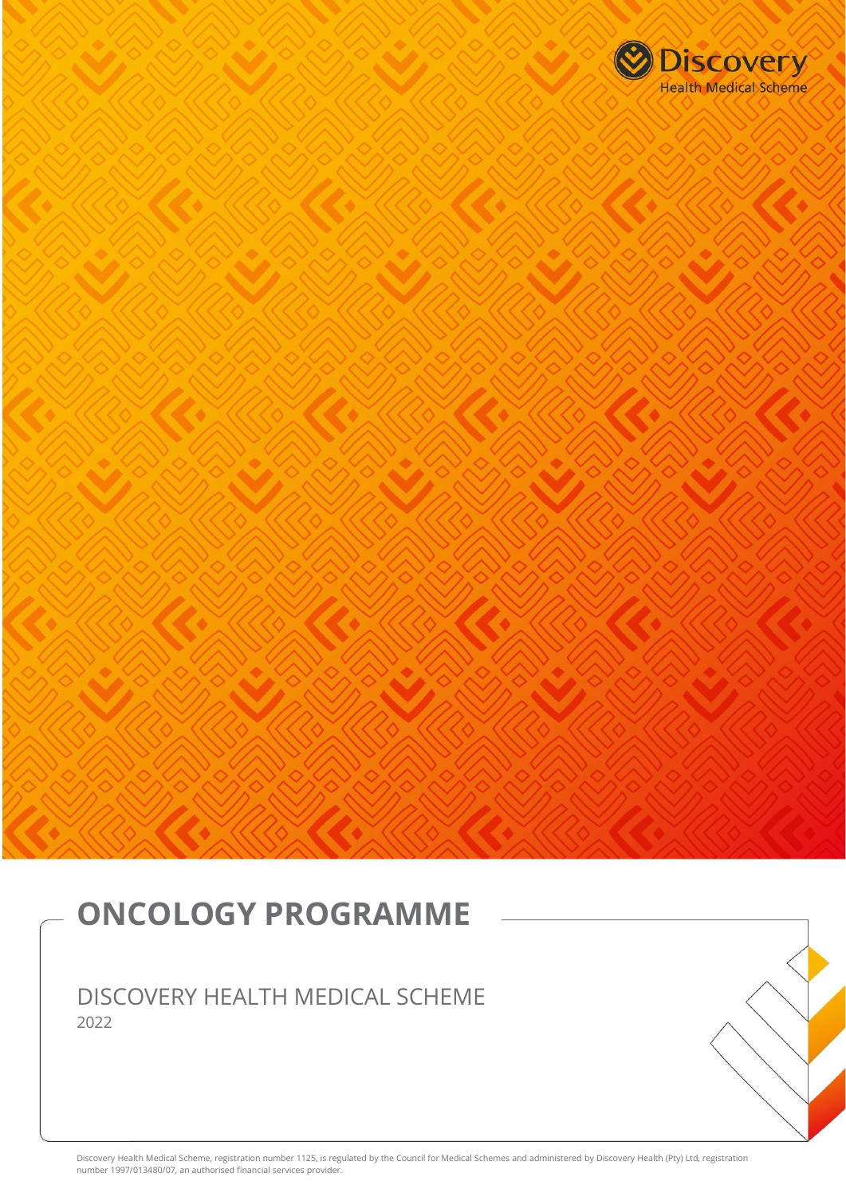Discovery Health Medical Scheme

# ONCOLOGY PROGRAMME

DISCOVERY HEALTH MEDICAL SCHEME

2022

Discovery Health Medical Scheme, registration number 1125, is regulated by the Council for Medical Schemes and administered by Discovery Health (Pty) Ltd, registration number 1997/013480/07, an authorised financial services provider.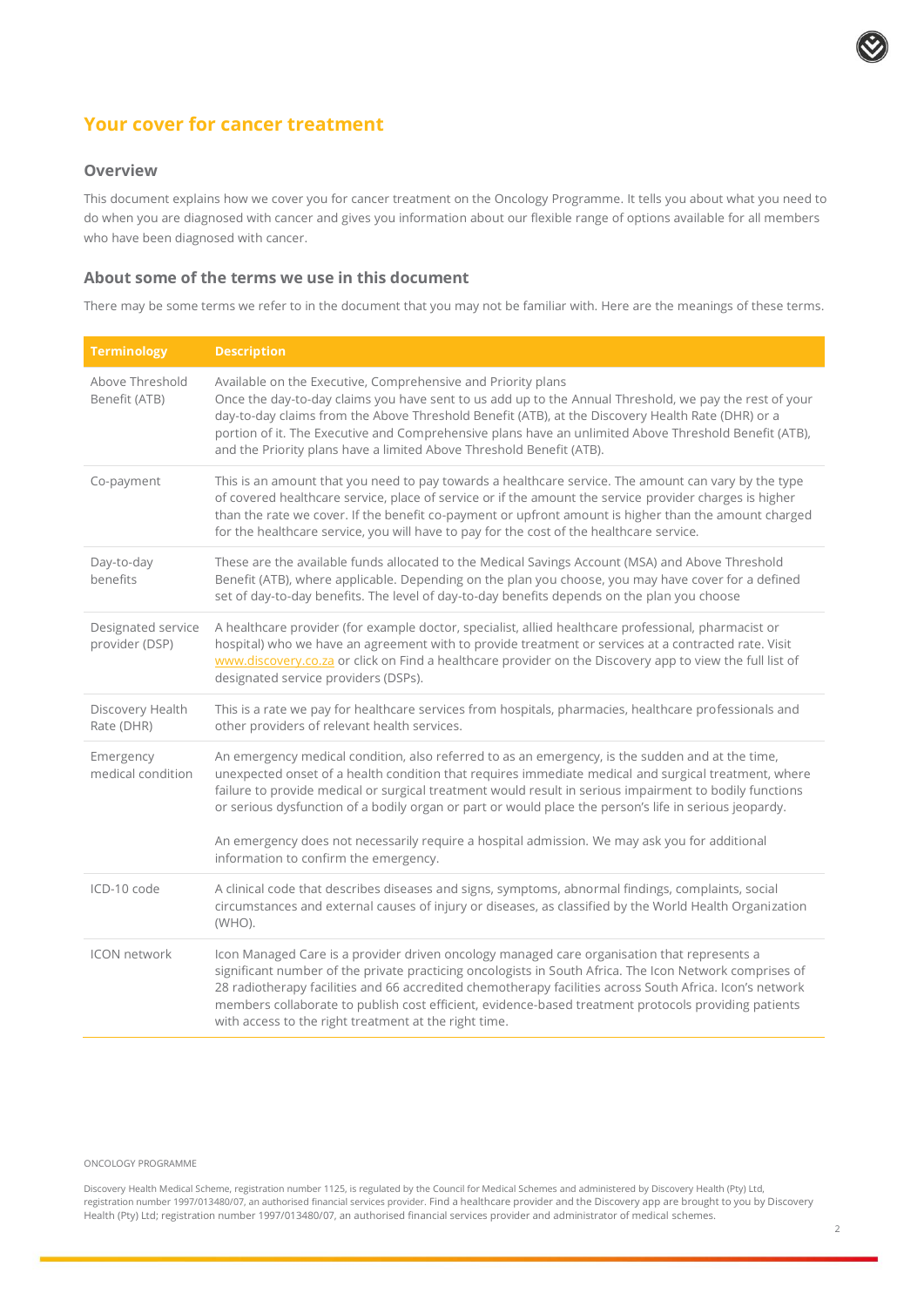# Your cover for cancer treatment

## Overview

This document explains how we cover you for cancer treatment on the Oncology Programme. It tells you about what you need to do when you are diagnosed with cancer and gives you information about our flexible range of options available for all members who have been diagnosed with cancer.

## About some of the terms we use in this document

There may be some terms we refer to in the document that you may not be familiar with. Here are the meanings of these terms.

| Terminology | Description |
|---|---|
| Above Threshold Benefit (ATB) | Available on the Executive, Comprehensive and Priority plans<br>Once the day-to-day claims you have sent to us add up to the Annual Threshold, we pay the rest of your day-to-day claims from the Above Threshold Benefit (ATB), at the Discovery Health Rate (DHR) or a portion of it. The Executive and Comprehensive plans have an unlimited Above Threshold Benefit (ATB), and the Priority plans have a limited Above Threshold Benefit (ATB). |
| Co-payment | This is an amount that you need to pay towards a healthcare service. The amount can vary by the type of covered healthcare service, place of service or if the amount the service provider charges is higher than the rate we cover. If the benefit co-payment or upfront amount is higher than the amount charged for the healthcare service, you will have to pay for the cost of the healthcare service. |
| Day-to-day benefits | These are the available funds allocated to the Medical Savings Account (MSA) and Above Threshold Benefit (ATB), where applicable. Depending on the plan you choose, you may have cover for a defined set of day-to-day benefits. The level of day-to-day benefits depends on the plan you choose |
| Designated service provider (DSP) | A healthcare provider (for example doctor, specialist, allied healthcare professional, pharmacist or hospital) who we have an agreement with to provide treatment or services at a contracted rate. Visit www.discovery.co.za or click on Find a healthcare provider on the Discovery app to view the full list of designated service providers (DSPs). |
| Discovery Health Rate (DHR) | This is a rate we pay for healthcare services from hospitals, pharmacies, healthcare professionals and other providers of relevant health services. |
| Emergency medical condition | An emergency medical condition, also referred to as an emergency, is the sudden and at the time, unexpected onset of a health condition that requires immediate medical and surgical treatment, where failure to provide medical or surgical treatment would result in serious impairment to bodily functions or serious dysfunction of a bodily organ or part or would place the person's life in serious jeopardy.<br><br>An emergency does not necessarily require a hospital admission. We may ask you for additional information to confirm the emergency. |
| ICD-10 code | A clinical code that describes diseases and signs, symptoms, abnormal findings, complaints, social circumstances and external causes of injury or diseases, as classified by the World Health Organization (WHO). |
| ICON network | Icon Managed Care is a provider driven oncology managed care organisation that represents a significant number of the private practicing oncologists in South Africa. The Icon Network comprises of 28 radiotherapy facilities and 66 accredited chemotherapy facilities across South Africa. Icon's network members collaborate to publish cost efficient, evidence-based treatment protocols providing patients with access to the right treatment at the right time. |

ONCOLOGY PROGRAMME

Discovery Health Medical Scheme, registration number 1125, is regulated by the Council for Medical Schemes and administered by Discovery Health (Pty) Ltd, registration number 1997/013480/07, an authorised financial services provider. Find a healthcare provider and the Discovery app are brought to you by Discovery Health (Pty) Ltd; registration number 1997/013480/07, an authorised financial services provider and administrator of medical schemes.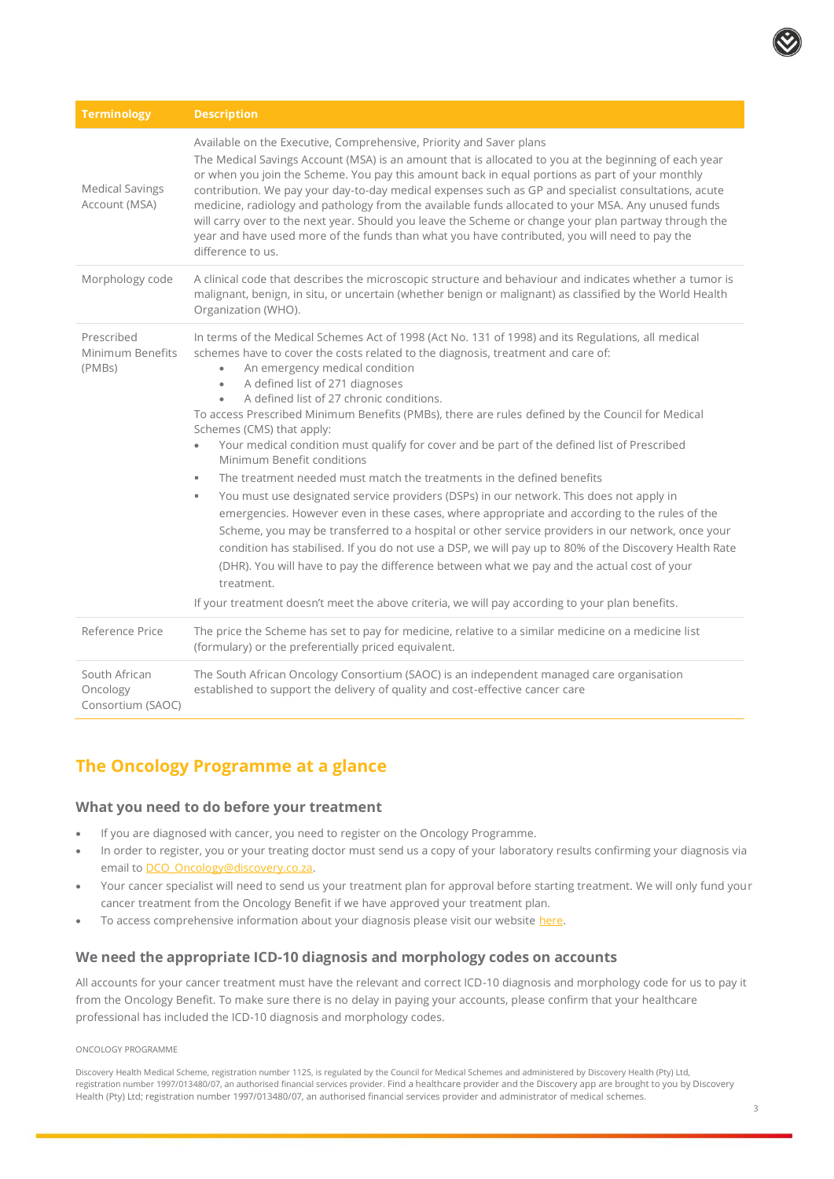| Terminology | Description |
|---|---|
| Medical Savings Account (MSA) | Available on the Executive, Comprehensive, Priority and Saver plans<br>The Medical Savings Account (MSA) is an amount that is allocated to you at the beginning of each year or when you join the Scheme. You pay this amount back in equal portions as part of your monthly contribution. We pay your day-to-day medical expenses such as GP and specialist consultations, acute medicine, radiology and pathology from the available funds allocated to your MSA. Any unused funds will carry over to the next year. Should you leave the Scheme or change your plan partway through the year and have used more of the funds than what you have contributed, you will need to pay the difference to us. |
| Morphology code | A clinical code that describes the microscopic structure and behaviour and indicates whether a tumor is malignant, benign, in situ, or uncertain (whether benign or malignant) as classified by the World Health Organization (WHO). |
| Prescribed Minimum Benefits (PMBs) | In terms of the Medical Schemes Act of 1998 (Act No. 131 of 1998) and its Regulations, all medical schemes have to cover the costs related to the diagnosis, treatment and care of:<br>• An emergency medical condition<br>• A defined list of 271 diagnoses<br>• A defined list of 27 chronic conditions.<br>To access Prescribed Minimum Benefits (PMBs), there are rules defined by the Council for Medical Schemes (CMS) that apply:<br>• Your medical condition must qualify for cover and be part of the defined list of Prescribed Minimum Benefit conditions<br>• The treatment needed must match the treatments in the defined benefits<br>• You must use designated service providers (DSPs) in our network. This does not apply in emergencies. However even in these cases, where appropriate and according to the rules of the Scheme, you may be transferred to a hospital or other service providers in our network, once your condition has stabilised. If you do not use a DSP, we will pay up to 80% of the Discovery Health Rate (DHR). You will have to pay the difference between what we pay and the actual cost of your treatment.<br>If your treatment doesn't meet the above criteria, we will pay according to your plan benefits. |
| Reference Price | The price the Scheme has set to pay for medicine, relative to a similar medicine on a medicine list (formulary) or the preferentially priced equivalent. |
| South African Oncology Consortium (SAOC) | The South African Oncology Consortium (SAOC) is an independent managed care organisation established to support the delivery of quality and cost-effective cancer care |

## The Oncology Programme at a glance

### What you need to do before your treatment

- If you are diagnosed with cancer, you need to register on the Oncology Programme.
- In order to register, you or your treating doctor must send us a copy of your laboratory results confirming your diagnosis via email to DCO_Oncology@discovery.co.za.
- Your cancer specialist will need to send us your treatment plan for approval before starting treatment. We will only fund your cancer treatment from the Oncology Benefit if we have approved your treatment plan.
- To access comprehensive information about your diagnosis please visit our website here.

### We need the appropriate ICD-10 diagnosis and morphology codes on accounts

All accounts for your cancer treatment must have the relevant and correct ICD-10 diagnosis and morphology code for us to pay it from the Oncology Benefit. To make sure there is no delay in paying your accounts, please confirm that your healthcare professional has included the ICD-10 diagnosis and morphology codes.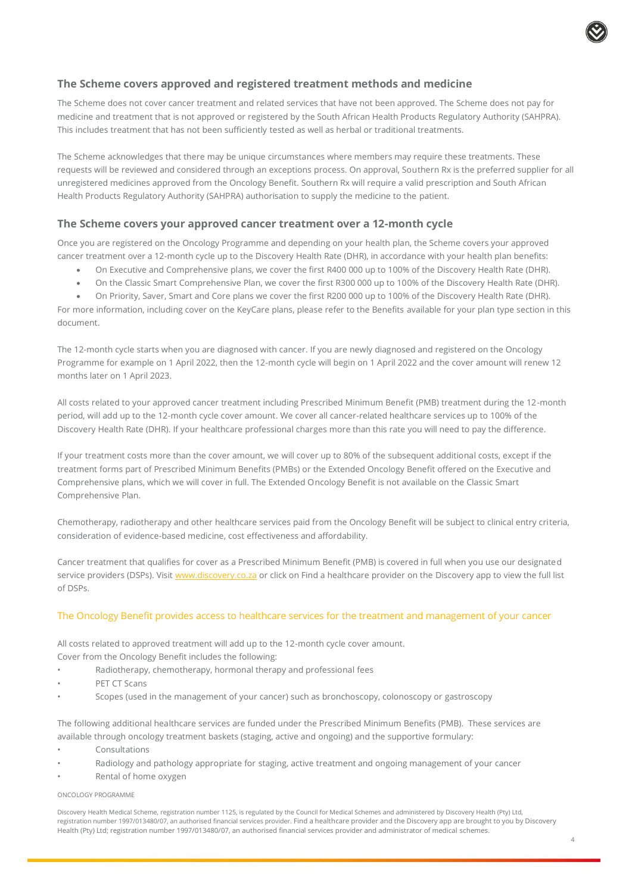## The Scheme covers approved and registered treatment methods and medicine

The Scheme does not cover cancer treatment and related services that have not been approved. The Scheme does not pay for medicine and treatment that is not approved or registered by the South African Health Products Regulatory Authority (SAHPRA). This includes treatment that has not been sufficiently tested as well as herbal or traditional treatments.

The Scheme acknowledges that there may be unique circumstances where members may require these treatments. These requests will be reviewed and considered through an exceptions process. On approval, Southern Rx is the preferred supplier for all unregistered medicines approved from the Oncology Benefit. Southern Rx will require a valid prescription and South African Health Products Regulatory Authority (SAHPRA) authorisation to supply the medicine to the patient.

## The Scheme covers your approved cancer treatment over a 12-month cycle

Once you are registered on the Oncology Programme and depending on your health plan, the Scheme covers your approved cancer treatment over a 12-month cycle up to the Discovery Health Rate (DHR), in accordance with your health plan benefits:

- On Executive and Comprehensive plans, we cover the first R400 000 up to 100% of the Discovery Health Rate (DHR).
- On the Classic Smart Comprehensive Plan, we cover the first R300 000 up to 100% of the Discovery Health Rate (DHR).
- On Priority, Saver, Smart and Core plans we cover the first R200 000 up to 100% of the Discovery Health Rate (DHR).

For more information, including cover on the KeyCare plans, please refer to the Benefits available for your plan type section in this document.

The 12-month cycle starts when you are diagnosed with cancer. If you are newly diagnosed and registered on the Oncology Programme for example on 1 April 2022, then the 12-month cycle will begin on 1 April 2022 and the cover amount will renew 12 months later on 1 April 2023.

All costs related to your approved cancer treatment including Prescribed Minimum Benefit (PMB) treatment during the 12-month period, will add up to the 12-month cycle cover amount. We cover all cancer-related healthcare services up to 100% of the Discovery Health Rate (DHR). If your healthcare professional charges more than this rate you will need to pay the difference.

If your treatment costs more than the cover amount, we will cover up to 80% of the subsequent additional costs, except if the treatment forms part of Prescribed Minimum Benefits (PMBs) or the Extended Oncology Benefit offered on the Executive and Comprehensive plans, which we will cover in full. The Extended Oncology Benefit is not available on the Classic Smart Comprehensive Plan.

Chemotherapy, radiotherapy and other healthcare services paid from the Oncology Benefit will be subject to clinical entry criteria, consideration of evidence-based medicine, cost effectiveness and affordability.

Cancer treatment that qualifies for cover as a Prescribed Minimum Benefit (PMB) is covered in full when you use our designated service providers (DSPs). Visit www.discovery.co.za or click on Find a healthcare provider on the Discovery app to view the full list of DSPs.

### The Oncology Benefit provides access to healthcare services for the treatment and management of your cancer

All costs related to approved treatment will add up to the 12-month cycle cover amount.
Cover from the Oncology Benefit includes the following:

- Radiotherapy, chemotherapy, hormonal therapy and professional fees
- PET CT Scans
- Scopes (used in the management of your cancer) such as bronchoscopy, colonoscopy or gastroscopy

The following additional healthcare services are funded under the Prescribed Minimum Benefits (PMB). These services are available through oncology treatment baskets (staging, active and ongoing) and the supportive formulary:

- Consultations
- Radiology and pathology appropriate for staging, active treatment and ongoing management of your cancer
- Rental of home oxygen

ONCOLOGY PROGRAMME

Discovery Health Medical Scheme, registration number 1125, is regulated by the Council for Medical Schemes and administered by Discovery Health (Pty) Ltd, registration number 1997/013480/07, an authorised financial services provider. Find a healthcare provider and the Discovery app are brought to you by Discovery Health (Pty) Ltd; registration number 1997/013480/07, an authorised financial services provider and administrator of medical schemes.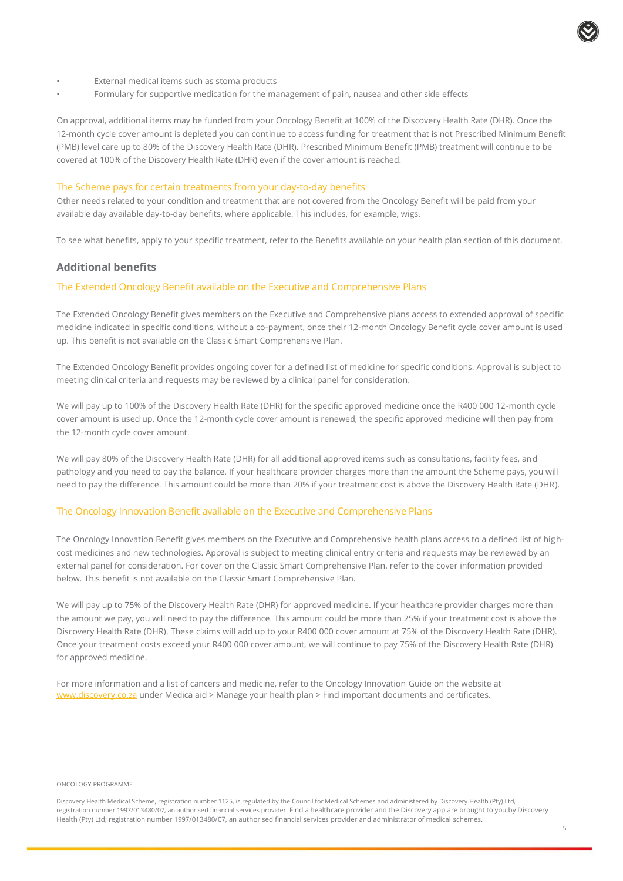- External medical items such as stoma products
- Formulary for supportive medication for the management of pain, nausea and other side effects

On approval, additional items may be funded from your Oncology Benefit at 100% of the Discovery Health Rate (DHR). Once the 12-month cycle cover amount is depleted you can continue to access funding for treatment that is not Prescribed Minimum Benefit (PMB) level care up to 80% of the Discovery Health Rate (DHR). Prescribed Minimum Benefit (PMB) treatment will continue to be covered at 100% of the Discovery Health Rate (DHR) even if the cover amount is reached.

### The Scheme pays for certain treatments from your day-to-day benefits

Other needs related to your condition and treatment that are not covered from the Oncology Benefit will be paid from your available day available day-to-day benefits, where applicable. This includes, for example, wigs.

To see what benefits, apply to your specific treatment, refer to the Benefits available on your health plan section of this document.

## Additional benefits

### The Extended Oncology Benefit available on the Executive and Comprehensive Plans

The Extended Oncology Benefit gives members on the Executive and Comprehensive plans access to extended approval of specific medicine indicated in specific conditions, without a co-payment, once their 12-month Oncology Benefit cycle cover amount is used up. This benefit is not available on the Classic Smart Comprehensive Plan.

The Extended Oncology Benefit provides ongoing cover for a defined list of medicine for specific conditions. Approval is subject to meeting clinical criteria and requests may be reviewed by a clinical panel for consideration.

We will pay up to 100% of the Discovery Health Rate (DHR) for the specific approved medicine once the R400 000 12-month cycle cover amount is used up. Once the 12-month cycle cover amount is renewed, the specific approved medicine will then pay from the 12-month cycle cover amount.

We will pay 80% of the Discovery Health Rate (DHR) for all additional approved items such as consultations, facility fees, and pathology and you need to pay the balance. If your healthcare provider charges more than the amount the Scheme pays, you will need to pay the difference. This amount could be more than 20% if your treatment cost is above the Discovery Health Rate (DHR).

### The Oncology Innovation Benefit available on the Executive and Comprehensive Plans

The Oncology Innovation Benefit gives members on the Executive and Comprehensive health plans access to a defined list of high-cost medicines and new technologies. Approval is subject to meeting clinical entry criteria and requests may be reviewed by an external panel for consideration. For cover on the Classic Smart Comprehensive Plan, refer to the cover information provided below. This benefit is not available on the Classic Smart Comprehensive Plan.

We will pay up to 75% of the Discovery Health Rate (DHR) for approved medicine. If your healthcare provider charges more than the amount we pay, you will need to pay the difference. This amount could be more than 25% if your treatment cost is above the Discovery Health Rate (DHR). These claims will add up to your R400 000 cover amount at 75% of the Discovery Health Rate (DHR). Once your treatment costs exceed your R400 000 cover amount, we will continue to pay 75% of the Discovery Health Rate (DHR) for approved medicine.

For more information and a list of cancers and medicine, refer to the Oncology Innovation Guide on the website at www.discovery.co.za under Medica aid > Manage your health plan > Find important documents and certificates.

ONCOLOGY PROGRAMME

Discovery Health Medical Scheme, registration number 1125, is regulated by the Council for Medical Schemes and administered by Discovery Health (Pty) Ltd, registration number 1997/013480/07, an authorised financial services provider. Find a healthcare provider and the Discovery app are brought to you by Discovery Health (Pty) Ltd; registration number 1997/013480/07, an authorised financial services provider and administrator of medical schemes.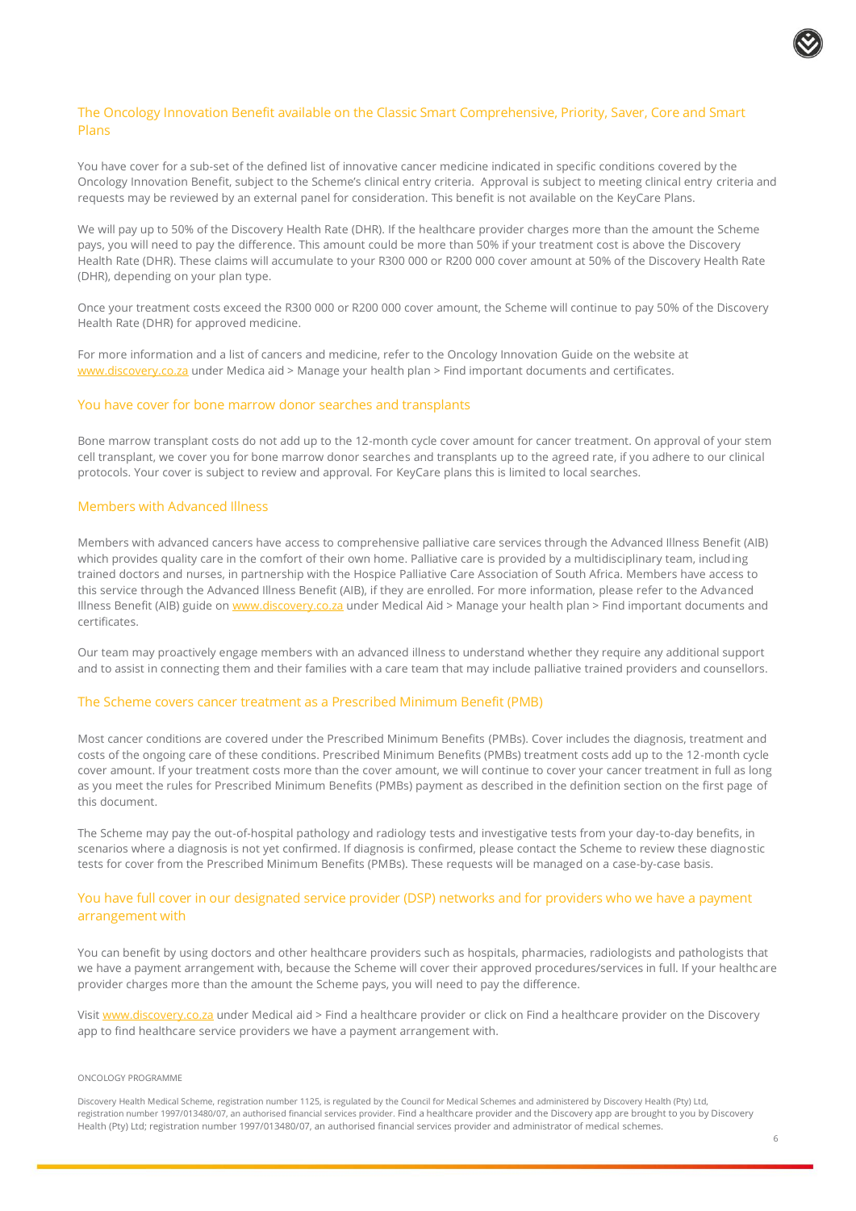## The Oncology Innovation Benefit available on the Classic Smart Comprehensive, Priority, Saver, Core and Smart Plans

You have cover for a sub-set of the defined list of innovative cancer medicine indicated in specific conditions covered by the Oncology Innovation Benefit, subject to the Scheme's clinical entry criteria. Approval is subject to meeting clinical entry criteria and requests may be reviewed by an external panel for consideration. This benefit is not available on the KeyCare Plans.

We will pay up to 50% of the Discovery Health Rate (DHR). If the healthcare provider charges more than the amount the Scheme pays, you will need to pay the difference. This amount could be more than 50% if your treatment cost is above the Discovery Health Rate (DHR). These claims will accumulate to your R300 000 or R200 000 cover amount at 50% of the Discovery Health Rate (DHR), depending on your plan type.

Once your treatment costs exceed the R300 000 or R200 000 cover amount, the Scheme will continue to pay 50% of the Discovery Health Rate (DHR) for approved medicine.

For more information and a list of cancers and medicine, refer to the Oncology Innovation Guide on the website at www.discovery.co.za under Medica aid > Manage your health plan > Find important documents and certificates.

## You have cover for bone marrow donor searches and transplants

Bone marrow transplant costs do not add up to the 12-month cycle cover amount for cancer treatment. On approval of your stem cell transplant, we cover you for bone marrow donor searches and transplants up to the agreed rate, if you adhere to our clinical protocols. Your cover is subject to review and approval. For KeyCare plans this is limited to local searches.

## Members with Advanced Illness

Members with advanced cancers have access to comprehensive palliative care services through the Advanced Illness Benefit (AIB) which provides quality care in the comfort of their own home. Palliative care is provided by a multidisciplinary team, including trained doctors and nurses, in partnership with the Hospice Palliative Care Association of South Africa. Members have access to this service through the Advanced Illness Benefit (AIB), if they are enrolled. For more information, please refer to the Advanced Illness Benefit (AIB) guide on www.discovery.co.za under Medical Aid > Manage your health plan > Find important documents and certificates.

Our team may proactively engage members with an advanced illness to understand whether they require any additional support and to assist in connecting them and their families with a care team that may include palliative trained providers and counsellors.

## The Scheme covers cancer treatment as a Prescribed Minimum Benefit (PMB)

Most cancer conditions are covered under the Prescribed Minimum Benefits (PMBs). Cover includes the diagnosis, treatment and costs of the ongoing care of these conditions. Prescribed Minimum Benefits (PMBs) treatment costs add up to the 12-month cycle cover amount. If your treatment costs more than the cover amount, we will continue to cover your cancer treatment in full as long as you meet the rules for Prescribed Minimum Benefits (PMBs) payment as described in the definition section on the first page of this document.

The Scheme may pay the out-of-hospital pathology and radiology tests and investigative tests from your day-to-day benefits, in scenarios where a diagnosis is not yet confirmed. If diagnosis is confirmed, please contact the Scheme to review these diagnostic tests for cover from the Prescribed Minimum Benefits (PMBs). These requests will be managed on a case-by-case basis.

## You have full cover in our designated service provider (DSP) networks and for providers who we have a payment arrangement with

You can benefit by using doctors and other healthcare providers such as hospitals, pharmacies, radiologists and pathologists that we have a payment arrangement with, because the Scheme will cover their approved procedures/services in full. If your healthcare provider charges more than the amount the Scheme pays, you will need to pay the difference.

Visit www.discovery.co.za under Medical aid > Find a healthcare provider or click on Find a healthcare provider on the Discovery app to find healthcare service providers we have a payment arrangement with.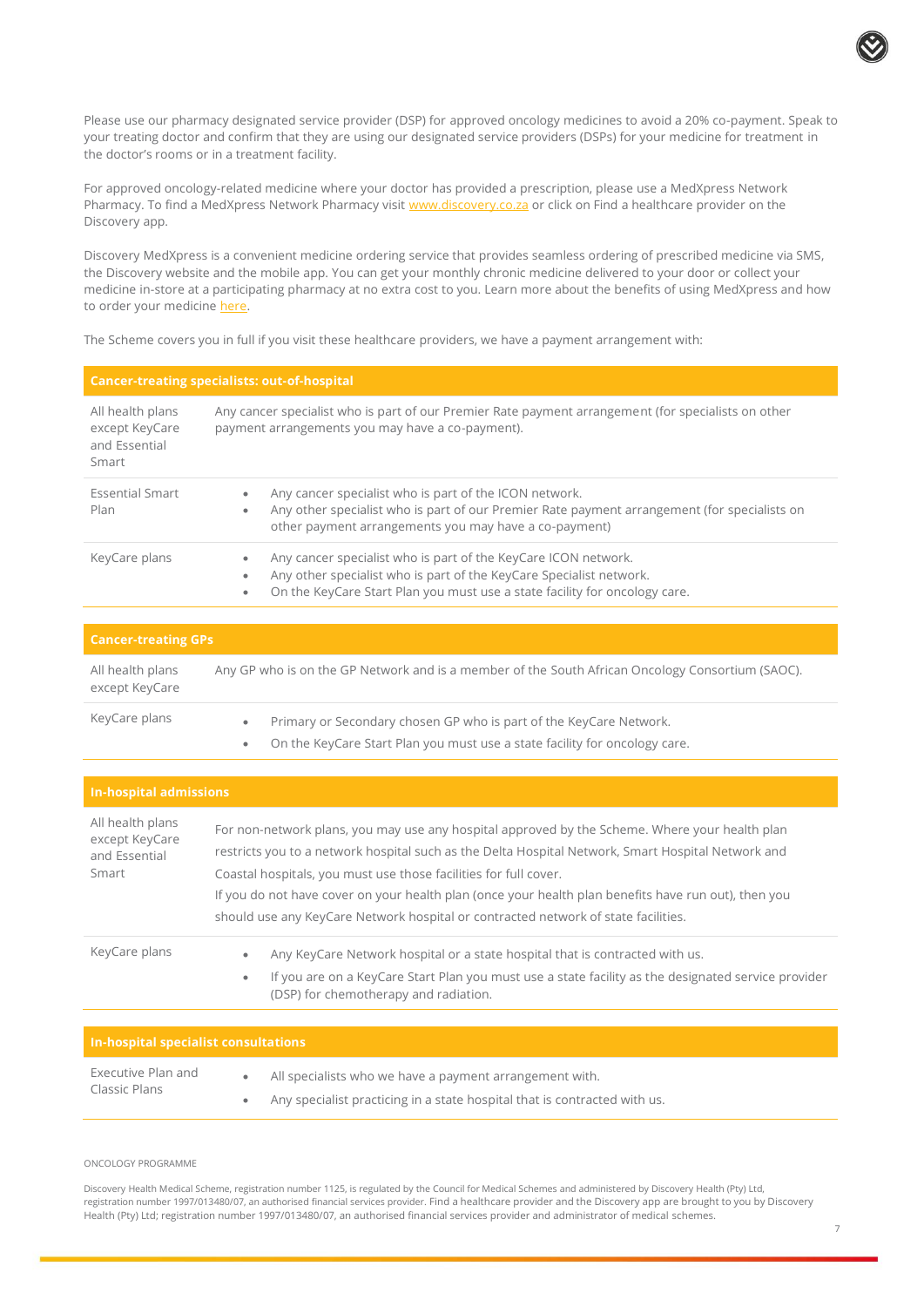Please use our pharmacy designated service provider (DSP) for approved oncology medicines to avoid a 20% co-payment. Speak to your treating doctor and confirm that they are using our designated service providers (DSPs) for your medicine for treatment in the doctor's rooms or in a treatment facility.

For approved oncology-related medicine where your doctor has provided a prescription, please use a MedXpress Network Pharmacy. To find a MedXpress Network Pharmacy visit [www.discovery.co.za](www.discovery.co.za) or click on Find a healthcare provider on the Discovery app.

Discovery MedXpress is a convenient medicine ordering service that provides seamless ordering of prescribed medicine via SMS, the Discovery website and the mobile app. You can get your monthly chronic medicine delivered to your door or collect your medicine in-store at a participating pharmacy at no extra cost to you. Learn more about the benefits of using MedXpress and how to order your medicine here.

The Scheme covers you in full if you visit these healthcare providers, we have a payment arrangement with:

| **Cancer-treating specialists: out-of-hospital** | |
|---|---|
| All health plans except KeyCare and Essential Smart | Any cancer specialist who is part of our Premier Rate payment arrangement (for specialists on other payment arrangements you may have a co-payment). |
| Essential Smart Plan | • Any cancer specialist who is part of the ICON network.<br>• Any other specialist who is part of our Premier Rate payment arrangement (for specialists on other payment arrangements you may have a co-payment) |
| KeyCare plans | • Any cancer specialist who is part of the KeyCare ICON network.<br>• Any other specialist who is part of the KeyCare Specialist network.<br>• On the KeyCare Start Plan you must use a state facility for oncology care. |

| **Cancer-treating GPs** | |
|---|---|
| All health plans except KeyCare | Any GP who is on the GP Network and is a member of the South African Oncology Consortium (SAOC). |
| KeyCare plans | • Primary or Secondary chosen GP who is part of the KeyCare Network.<br>• On the KeyCare Start Plan you must use a state facility for oncology care. |

| **In-hospital admissions** | |
|---|---|
| All health plans except KeyCare and Essential Smart | For non-network plans, you may use any hospital approved by the Scheme. Where your health plan restricts you to a network hospital such as the Delta Hospital Network, Smart Hospital Network and Coastal hospitals, you must use those facilities for full cover.<br>If you do not have cover on your health plan (once your health plan benefits have run out), then you should use any KeyCare Network hospital or contracted network of state facilities. |
| KeyCare plans | • Any KeyCare Network hospital or a state hospital that is contracted with us.<br>• If you are on a KeyCare Start Plan you must use a state facility as the designated service provider (DSP) for chemotherapy and radiation. |

| **In-hospital specialist consultations** | |
|---|---|
| Executive Plan and Classic Plans | • All specialists who we have a payment arrangement with.<br>• Any specialist practicing in a state hospital that is contracted with us. |

ONCOLOGY PROGRAMME

Discovery Health Medical Scheme, registration number 1125, is regulated by the Council for Medical Schemes and administered by Discovery Health (Pty) Ltd, registration number 1997/013480/07, an authorised financial services provider. Find a healthcare provider and the Discovery app are brought to you by Discovery Health (Pty) Ltd; registration number 1997/013480/07, an authorised financial services provider and administrator of medical schemes.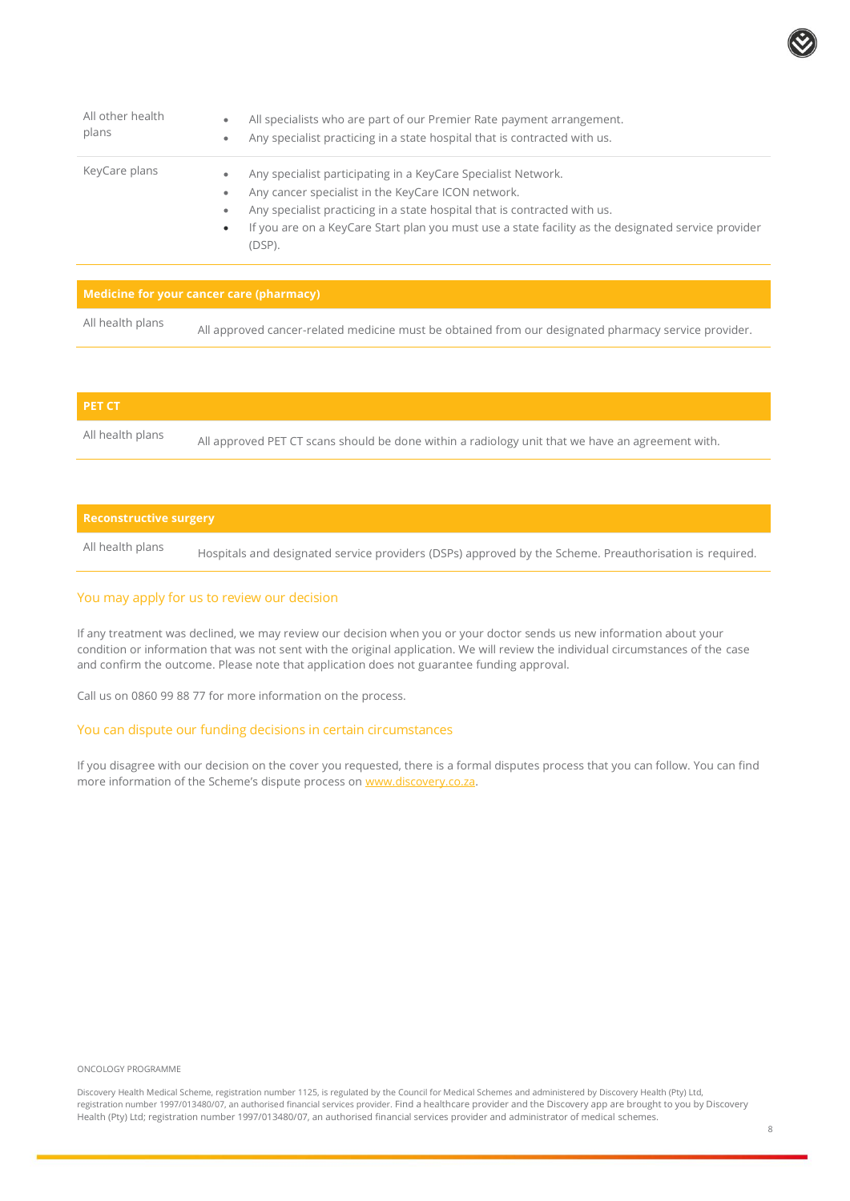| | |
|---|---|
| All other health plans | • All specialists who are part of our Premier Rate payment arrangement.<br>• Any specialist practicing in a state hospital that is contracted with us. |
| KeyCare plans | • Any specialist participating in a KeyCare Specialist Network.<br>• Any cancer specialist in the KeyCare ICON network.<br>• Any specialist practicing in a state hospital that is contracted with us.<br>• If you are on a KeyCare Start plan you must use a state facility as the designated service provider (DSP). |

| **Medicine for your cancer care (pharmacy)** | |
|---|---|
| All health plans | All approved cancer-related medicine must be obtained from our designated pharmacy service provider. |

| **PET CT** | |
|---|---|
| All health plans | All approved PET CT scans should be done within a radiology unit that we have an agreement with. |

| **Reconstructive surgery** | |
|---|---|
| All health plans | Hospitals and designated service providers (DSPs) approved by the Scheme. Preauthorisation is required. |

## You may apply for us to review our decision

If any treatment was declined, we may review our decision when you or your doctor sends us new information about your condition or information that was not sent with the original application. We will review the individual circumstances of the case and confirm the outcome. Please note that application does not guarantee funding approval.

Call us on 0860 99 88 77 for more information on the process.

## You can dispute our funding decisions in certain circumstances

If you disagree with our decision on the cover you requested, there is a formal disputes process that you can follow. You can find more information of the Scheme's dispute process on www.discovery.co.za.

ONCOLOGY PROGRAMME

Discovery Health Medical Scheme, registration number 1125, is regulated by the Council for Medical Schemes and administered by Discovery Health (Pty) Ltd, registration number 1997/013480/07, an authorised financial services provider. Find a healthcare provider and the Discovery app are brought to you by Discovery Health (Pty) Ltd; registration number 1997/013480/07, an authorised financial services provider and administrator of medical schemes.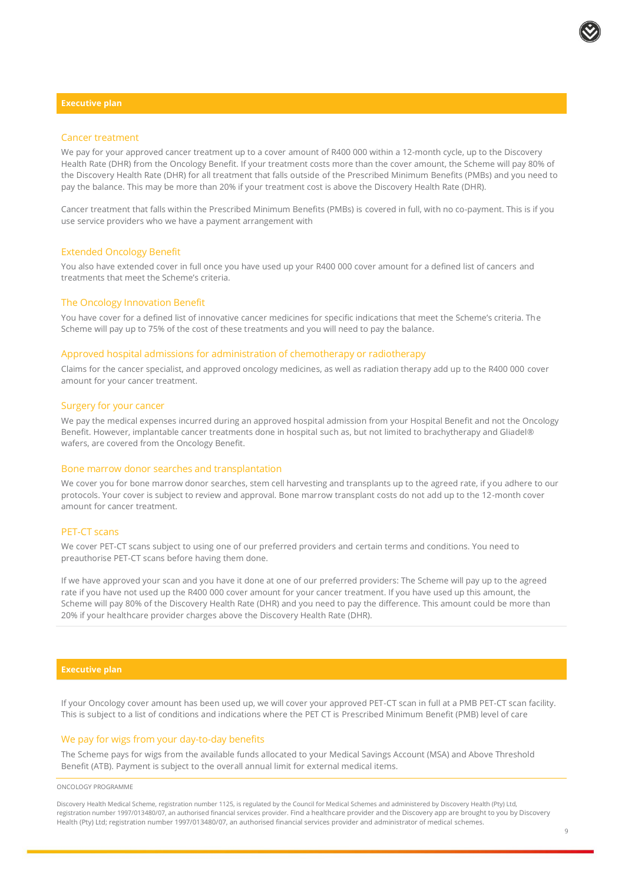## Executive plan

### Cancer treatment

We pay for your approved cancer treatment up to a cover amount of R400 000 within a 12-month cycle, up to the Discovery Health Rate (DHR) from the Oncology Benefit. If your treatment costs more than the cover amount, the Scheme will pay 80% of the Discovery Health Rate (DHR) for all treatment that falls outside of the Prescribed Minimum Benefits (PMBs) and you need to pay the balance. This may be more than 20% if your treatment cost is above the Discovery Health Rate (DHR).

Cancer treatment that falls within the Prescribed Minimum Benefits (PMBs) is covered in full, with no co-payment. This is if you use service providers who we have a payment arrangement with

### Extended Oncology Benefit

You also have extended cover in full once you have used up your R400 000 cover amount for a defined list of cancers and treatments that meet the Scheme's criteria.

### The Oncology Innovation Benefit

You have cover for a defined list of innovative cancer medicines for specific indications that meet the Scheme's criteria. The Scheme will pay up to 75% of the cost of these treatments and you will need to pay the balance.

### Approved hospital admissions for administration of chemotherapy or radiotherapy

Claims for the cancer specialist, and approved oncology medicines, as well as radiation therapy add up to the R400 000 cover amount for your cancer treatment.

### Surgery for your cancer

We pay the medical expenses incurred during an approved hospital admission from your Hospital Benefit and not the Oncology Benefit. However, implantable cancer treatments done in hospital such as, but not limited to brachytherapy and Gliadel® wafers, are covered from the Oncology Benefit.

### Bone marrow donor searches and transplantation

We cover you for bone marrow donor searches, stem cell harvesting and transplants up to the agreed rate, if you adhere to our protocols. Your cover is subject to review and approval. Bone marrow transplant costs do not add up to the 12-month cover amount for cancer treatment.

### PET-CT scans

We cover PET-CT scans subject to using one of our preferred providers and certain terms and conditions. You need to preauthorise PET-CT scans before having them done.

If we have approved your scan and you have it done at one of our preferred providers: The Scheme will pay up to the agreed rate if you have not used up the R400 000 cover amount for your cancer treatment. If you have used up this amount, the Scheme will pay 80% of the Discovery Health Rate (DHR) and you need to pay the difference. This amount could be more than 20% if your healthcare provider charges above the Discovery Health Rate (DHR).

## Executive plan

If your Oncology cover amount has been used up, we will cover your approved PET-CT scan in full at a PMB PET-CT scan facility. This is subject to a list of conditions and indications where the PET CT is Prescribed Minimum Benefit (PMB) level of care

### We pay for wigs from your day-to-day benefits

The Scheme pays for wigs from the available funds allocated to your Medical Savings Account (MSA) and Above Threshold Benefit (ATB). Payment is subject to the overall annual limit for external medical items.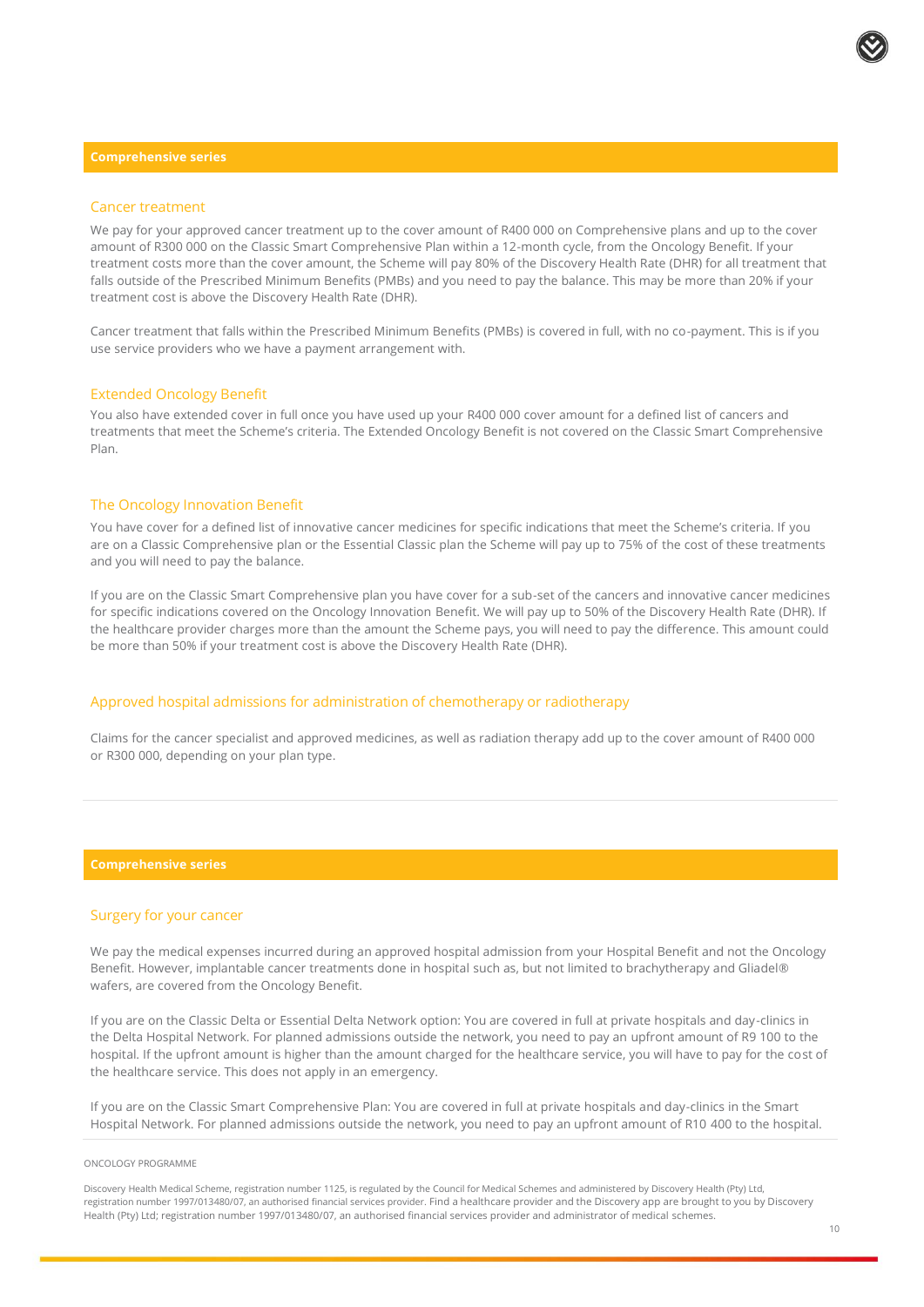## Comprehensive series

### Cancer treatment

We pay for your approved cancer treatment up to the cover amount of R400 000 on Comprehensive plans and up to the cover amount of R300 000 on the Classic Smart Comprehensive Plan within a 12-month cycle, from the Oncology Benefit. If your treatment costs more than the cover amount, the Scheme will pay 80% of the Discovery Health Rate (DHR) for all treatment that falls outside of the Prescribed Minimum Benefits (PMBs) and you need to pay the balance. This may be more than 20% if your treatment cost is above the Discovery Health Rate (DHR).

Cancer treatment that falls within the Prescribed Minimum Benefits (PMBs) is covered in full, with no co-payment. This is if you use service providers who we have a payment arrangement with.

### Extended Oncology Benefit

You also have extended cover in full once you have used up your R400 000 cover amount for a defined list of cancers and treatments that meet the Scheme's criteria. The Extended Oncology Benefit is not covered on the Classic Smart Comprehensive Plan.

### The Oncology Innovation Benefit

You have cover for a defined list of innovative cancer medicines for specific indications that meet the Scheme's criteria. If you are on a Classic Comprehensive plan or the Essential Classic plan the Scheme will pay up to 75% of the cost of these treatments and you will need to pay the balance.

If you are on the Classic Smart Comprehensive plan you have cover for a sub-set of the cancers and innovative cancer medicines for specific indications covered on the Oncology Innovation Benefit. We will pay up to 50% of the Discovery Health Rate (DHR). If the healthcare provider charges more than the amount the Scheme pays, you will need to pay the difference. This amount could be more than 50% if your treatment cost is above the Discovery Health Rate (DHR).

### Approved hospital admissions for administration of chemotherapy or radiotherapy

Claims for the cancer specialist and approved medicines, as well as radiation therapy add up to the cover amount of R400 000 or R300 000, depending on your plan type.

## Comprehensive series

### Surgery for your cancer

We pay the medical expenses incurred during an approved hospital admission from your Hospital Benefit and not the Oncology Benefit. However, implantable cancer treatments done in hospital such as, but not limited to brachytherapy and Gliadel® wafers, are covered from the Oncology Benefit.

If you are on the Classic Delta or Essential Delta Network option: You are covered in full at private hospitals and day-clinics in the Delta Hospital Network. For planned admissions outside the network, you need to pay an upfront amount of R9 100 to the hospital. If the upfront amount is higher than the amount charged for the healthcare service, you will have to pay for the cost of the healthcare service. This does not apply in an emergency.

If you are on the Classic Smart Comprehensive Plan: You are covered in full at private hospitals and day-clinics in the Smart Hospital Network. For planned admissions outside the network, you need to pay an upfront amount of R10 400 to the hospital.

ONCOLOGY PROGRAMME

Discovery Health Medical Scheme, registration number 1125, is regulated by the Council for Medical Schemes and administered by Discovery Health (Pty) Ltd, registration number 1997/013480/07, an authorised financial services provider. Find a healthcare provider and the Discovery app are brought to you by Discovery Health (Pty) Ltd; registration number 1997/013480/07, an authorised financial services provider and administrator of medical schemes.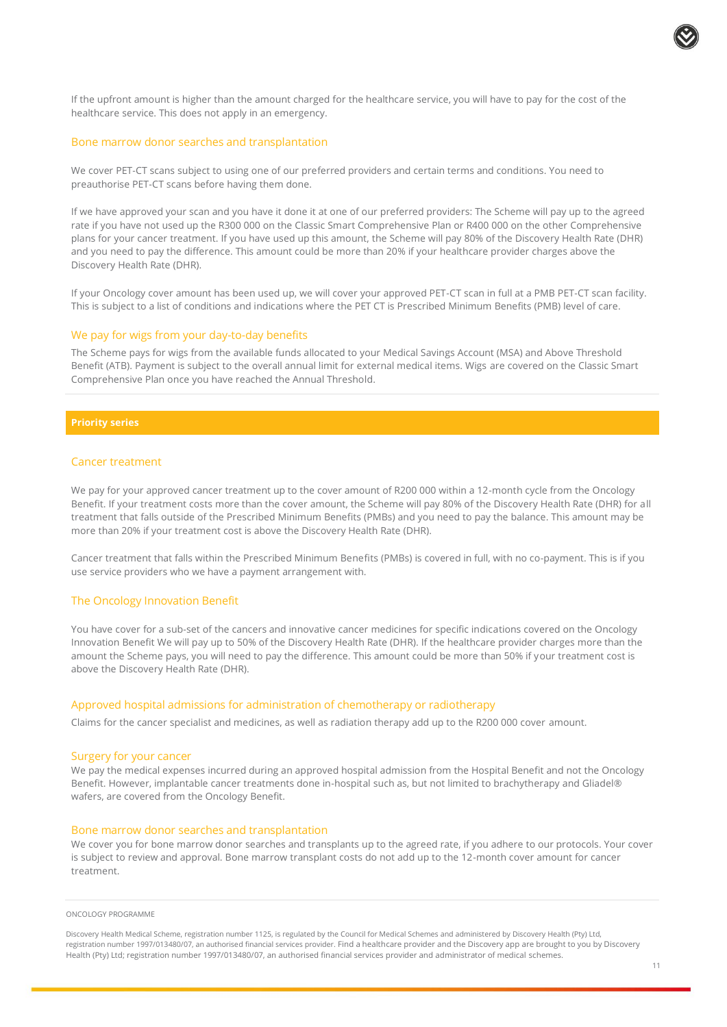If the upfront amount is higher than the amount charged for the healthcare service, you will have to pay for the cost of the healthcare service. This does not apply in an emergency.

### Bone marrow donor searches and transplantation

We cover PET-CT scans subject to using one of our preferred providers and certain terms and conditions. You need to preauthorise PET-CT scans before having them done.

If we have approved your scan and you have it done it at one of our preferred providers: The Scheme will pay up to the agreed rate if you have not used up the R300 000 on the Classic Smart Comprehensive Plan or R400 000 on the other Comprehensive plans for your cancer treatment. If you have used up this amount, the Scheme will pay 80% of the Discovery Health Rate (DHR) and you need to pay the difference. This amount could be more than 20% if your healthcare provider charges above the Discovery Health Rate (DHR).

If your Oncology cover amount has been used up, we will cover your approved PET-CT scan in full at a PMB PET-CT scan facility. This is subject to a list of conditions and indications where the PET CT is Prescribed Minimum Benefits (PMB) level of care.

### We pay for wigs from your day-to-day benefits

The Scheme pays for wigs from the available funds allocated to your Medical Savings Account (MSA) and Above Threshold Benefit (ATB). Payment is subject to the overall annual limit for external medical items. Wigs are covered on the Classic Smart Comprehensive Plan once you have reached the Annual Threshold.

## Priority series

### Cancer treatment

We pay for your approved cancer treatment up to the cover amount of R200 000 within a 12-month cycle from the Oncology Benefit. If your treatment costs more than the cover amount, the Scheme will pay 80% of the Discovery Health Rate (DHR) for all treatment that falls outside of the Prescribed Minimum Benefits (PMBs) and you need to pay the balance. This amount may be more than 20% if your treatment cost is above the Discovery Health Rate (DHR).

Cancer treatment that falls within the Prescribed Minimum Benefits (PMBs) is covered in full, with no co-payment. This is if you use service providers who we have a payment arrangement with.

### The Oncology Innovation Benefit

You have cover for a sub-set of the cancers and innovative cancer medicines for specific indications covered on the Oncology Innovation Benefit We will pay up to 50% of the Discovery Health Rate (DHR). If the healthcare provider charges more than the amount the Scheme pays, you will need to pay the difference. This amount could be more than 50% if your treatment cost is above the Discovery Health Rate (DHR).

### Approved hospital admissions for administration of chemotherapy or radiotherapy

Claims for the cancer specialist and medicines, as well as radiation therapy add up to the R200 000 cover amount.

### Surgery for your cancer

We pay the medical expenses incurred during an approved hospital admission from the Hospital Benefit and not the Oncology Benefit. However, implantable cancer treatments done in-hospital such as, but not limited to brachytherapy and Gliadel® wafers, are covered from the Oncology Benefit.

### Bone marrow donor searches and transplantation

We cover you for bone marrow donor searches and transplants up to the agreed rate, if you adhere to our protocols. Your cover is subject to review and approval. Bone marrow transplant costs do not add up to the 12-month cover amount for cancer treatment.

ONCOLOGY PROGRAMME

Discovery Health Medical Scheme, registration number 1125, is regulated by the Council for Medical Schemes and administered by Discovery Health (Pty) Ltd, registration number 1997/013480/07, an authorised financial services provider. Find a healthcare provider and the Discovery app are brought to you by Discovery Health (Pty) Ltd; registration number 1997/013480/07, an authorised financial services provider and administrator of medical schemes.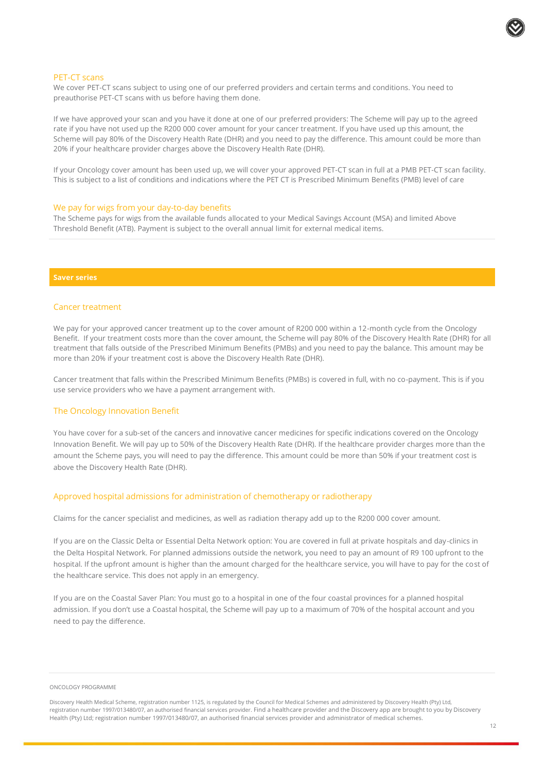### PET-CT scans

We cover PET-CT scans subject to using one of our preferred providers and certain terms and conditions. You need to preauthorise PET-CT scans with us before having them done.

If we have approved your scan and you have it done at one of our preferred providers: The Scheme will pay up to the agreed rate if you have not used up the R200 000 cover amount for your cancer treatment. If you have used up this amount, the Scheme will pay 80% of the Discovery Health Rate (DHR) and you need to pay the difference. This amount could be more than 20% if your healthcare provider charges above the Discovery Health Rate (DHR).

If your Oncology cover amount has been used up, we will cover your approved PET-CT scan in full at a PMB PET-CT scan facility. This is subject to a list of conditions and indications where the PET CT is Prescribed Minimum Benefits (PMB) level of care

### We pay for wigs from your day-to-day benefits

The Scheme pays for wigs from the available funds allocated to your Medical Savings Account (MSA) and limited Above Threshold Benefit (ATB). Payment is subject to the overall annual limit for external medical items.

## Saver series

### Cancer treatment

We pay for your approved cancer treatment up to the cover amount of R200 000 within a 12-month cycle from the Oncology Benefit. If your treatment costs more than the cover amount, the Scheme will pay 80% of the Discovery Health Rate (DHR) for all treatment that falls outside of the Prescribed Minimum Benefits (PMBs) and you need to pay the balance. This amount may be more than 20% if your treatment cost is above the Discovery Health Rate (DHR).

Cancer treatment that falls within the Prescribed Minimum Benefits (PMBs) is covered in full, with no co-payment. This is if you use service providers who we have a payment arrangement with.

### The Oncology Innovation Benefit

You have cover for a sub-set of the cancers and innovative cancer medicines for specific indications covered on the Oncology Innovation Benefit. We will pay up to 50% of the Discovery Health Rate (DHR). If the healthcare provider charges more than the amount the Scheme pays, you will need to pay the difference. This amount could be more than 50% if your treatment cost is above the Discovery Health Rate (DHR).

### Approved hospital admissions for administration of chemotherapy or radiotherapy

Claims for the cancer specialist and medicines, as well as radiation therapy add up to the R200 000 cover amount.

If you are on the Classic Delta or Essential Delta Network option: You are covered in full at private hospitals and day-clinics in the Delta Hospital Network. For planned admissions outside the network, you need to pay an amount of R9 100 upfront to the hospital. If the upfront amount is higher than the amount charged for the healthcare service, you will have to pay for the cost of the healthcare service. This does not apply in an emergency.

If you are on the Coastal Saver Plan: You must go to a hospital in one of the four coastal provinces for a planned hospital admission. If you don't use a Coastal hospital, the Scheme will pay up to a maximum of 70% of the hospital account and you need to pay the difference.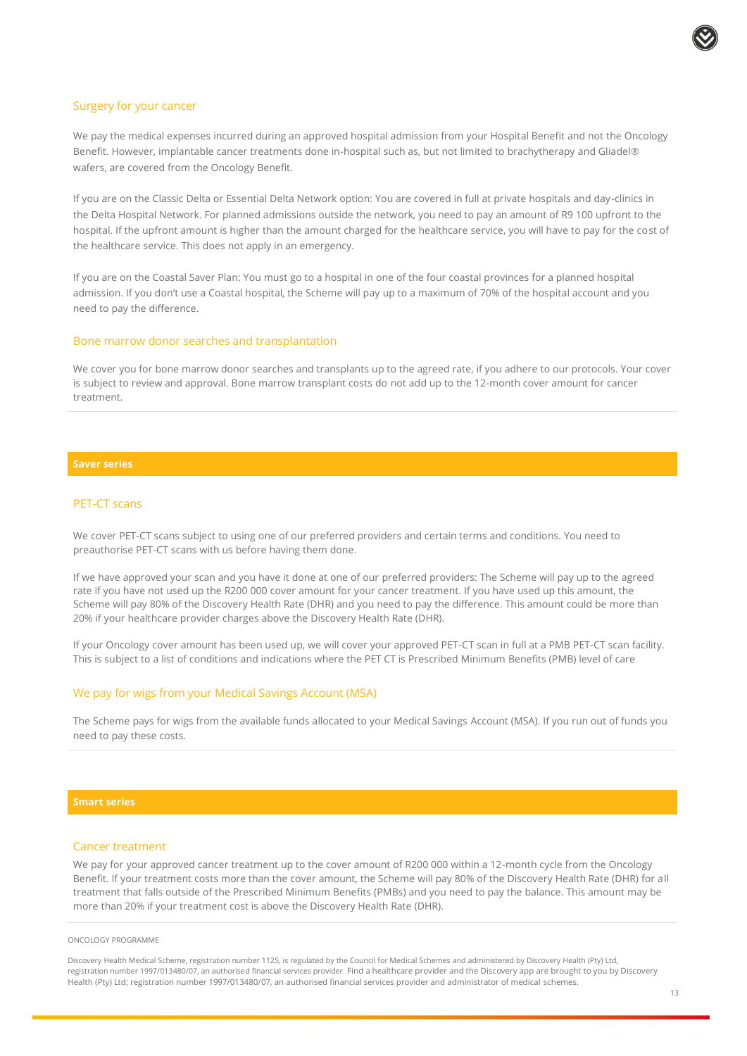### Surgery for your cancer

We pay the medical expenses incurred during an approved hospital admission from your Hospital Benefit and not the Oncology Benefit. However, implantable cancer treatments done in-hospital such as, but not limited to brachytherapy and Gliadel® wafers, are covered from the Oncology Benefit.

If you are on the Classic Delta or Essential Delta Network option: You are covered in full at private hospitals and day-clinics in the Delta Hospital Network. For planned admissions outside the network, you need to pay an amount of R9 100 upfront to the hospital. If the upfront amount is higher than the amount charged for the healthcare service, you will have to pay for the cost of the healthcare service. This does not apply in an emergency.

If you are on the Coastal Saver Plan: You must go to a hospital in one of the four coastal provinces for a planned hospital admission. If you don't use a Coastal hospital, the Scheme will pay up to a maximum of 70% of the hospital account and you need to pay the difference.

### Bone marrow donor searches and transplantation

We cover you for bone marrow donor searches and transplants up to the agreed rate, if you adhere to our protocols. Your cover is subject to review and approval. Bone marrow transplant costs do not add up to the 12-month cover amount for cancer treatment.

## Saver series

### PET-CT scans

We cover PET-CT scans subject to using one of our preferred providers and certain terms and conditions. You need to preauthorise PET-CT scans with us before having them done.

If we have approved your scan and you have it done at one of our preferred providers: The Scheme will pay up to the agreed rate if you have not used up the R200 000 cover amount for your cancer treatment. If you have used up this amount, the Scheme will pay 80% of the Discovery Health Rate (DHR) and you need to pay the difference. This amount could be more than 20% if your healthcare provider charges above the Discovery Health Rate (DHR).

If your Oncology cover amount has been used up, we will cover your approved PET-CT scan in full at a PMB PET-CT scan facility. This is subject to a list of conditions and indications where the PET CT is Prescribed Minimum Benefits (PMB) level of care

### We pay for wigs from your Medical Savings Account (MSA)

The Scheme pays for wigs from the available funds allocated to your Medical Savings Account (MSA). If you run out of funds you need to pay these costs.

## Smart series

### Cancer treatment

We pay for your approved cancer treatment up to the cover amount of R200 000 within a 12-month cycle from the Oncology Benefit. If your treatment costs more than the cover amount, the Scheme will pay 80% of the Discovery Health Rate (DHR) for all treatment that falls outside of the Prescribed Minimum Benefits (PMBs) and you need to pay the balance. This amount may be more than 20% if your treatment cost is above the Discovery Health Rate (DHR).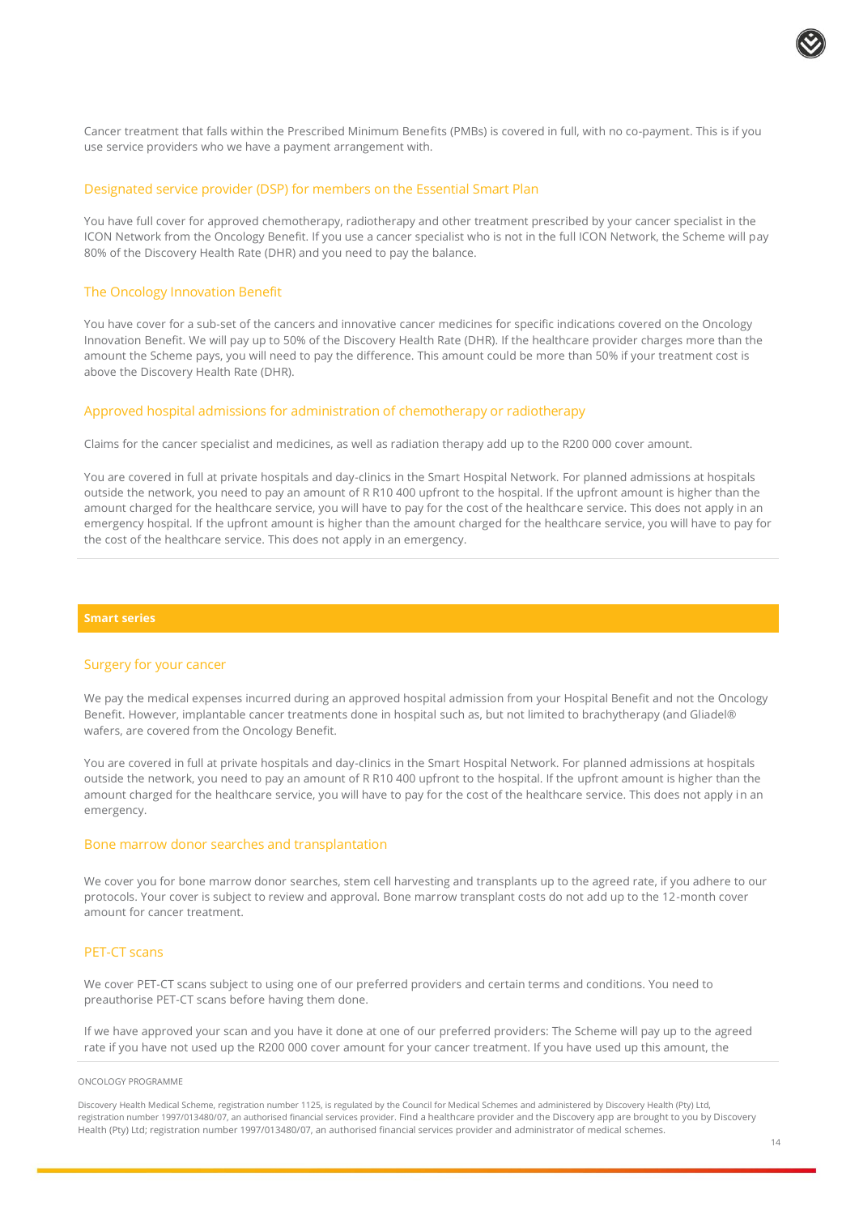Cancer treatment that falls within the Prescribed Minimum Benefits (PMBs) is covered in full, with no co-payment. This is if you use service providers who we have a payment arrangement with.

### Designated service provider (DSP) for members on the Essential Smart Plan

You have full cover for approved chemotherapy, radiotherapy and other treatment prescribed by your cancer specialist in the ICON Network from the Oncology Benefit. If you use a cancer specialist who is not in the full ICON Network, the Scheme will pay 80% of the Discovery Health Rate (DHR) and you need to pay the balance.

### The Oncology Innovation Benefit

You have cover for a sub-set of the cancers and innovative cancer medicines for specific indications covered on the Oncology Innovation Benefit. We will pay up to 50% of the Discovery Health Rate (DHR). If the healthcare provider charges more than the amount the Scheme pays, you will need to pay the difference. This amount could be more than 50% if your treatment cost is above the Discovery Health Rate (DHR).

### Approved hospital admissions for administration of chemotherapy or radiotherapy

Claims for the cancer specialist and medicines, as well as radiation therapy add up to the R200 000 cover amount.

You are covered in full at private hospitals and day-clinics in the Smart Hospital Network. For planned admissions at hospitals outside the network, you need to pay an amount of R R10 400 upfront to the hospital. If the upfront amount is higher than the amount charged for the healthcare service, you will have to pay for the cost of the healthcare service. This does not apply in an emergency hospital. If the upfront amount is higher than the amount charged for the healthcare service, you will have to pay for the cost of the healthcare service. This does not apply in an emergency.

## Smart series

### Surgery for your cancer

We pay the medical expenses incurred during an approved hospital admission from your Hospital Benefit and not the Oncology Benefit. However, implantable cancer treatments done in hospital such as, but not limited to brachytherapy (and Gliadel® wafers, are covered from the Oncology Benefit.

You are covered in full at private hospitals and day-clinics in the Smart Hospital Network. For planned admissions at hospitals outside the network, you need to pay an amount of R R10 400 upfront to the hospital. If the upfront amount is higher than the amount charged for the healthcare service, you will have to pay for the cost of the healthcare service. This does not apply in an emergency.

### Bone marrow donor searches and transplantation

We cover you for bone marrow donor searches, stem cell harvesting and transplants up to the agreed rate, if you adhere to our protocols. Your cover is subject to review and approval. Bone marrow transplant costs do not add up to the 12-month cover amount for cancer treatment.

### PET-CT scans

We cover PET-CT scans subject to using one of our preferred providers and certain terms and conditions. You need to preauthorise PET-CT scans before having them done.

If we have approved your scan and you have it done at one of our preferred providers: The Scheme will pay up to the agreed rate if you have not used up the R200 000 cover amount for your cancer treatment. If you have used up this amount, the

ONCOLOGY PROGRAMME

Discovery Health Medical Scheme, registration number 1125, is regulated by the Council for Medical Schemes and administered by Discovery Health (Pty) Ltd, registration number 1997/013480/07, an authorised financial services provider. Find a healthcare provider and the Discovery app are brought to you by Discovery Health (Pty) Ltd; registration number 1997/013480/07, an authorised financial services provider and administrator of medical schemes.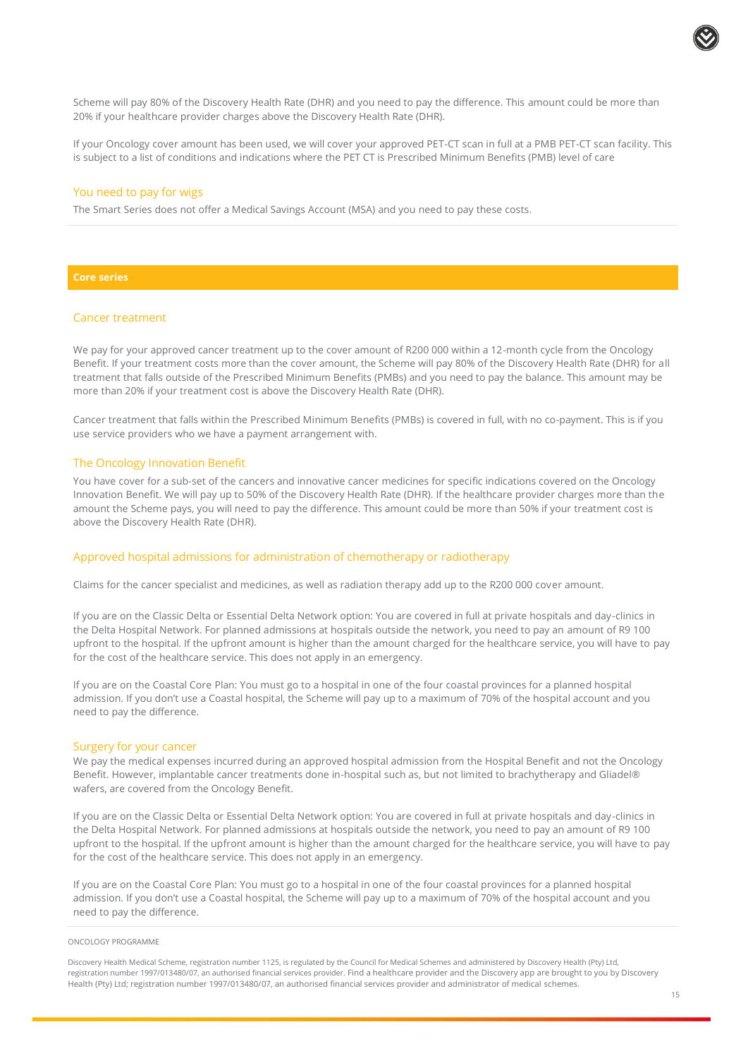Scheme will pay 80% of the Discovery Health Rate (DHR) and you need to pay the difference. This amount could be more than 20% if your healthcare provider charges above the Discovery Health Rate (DHR).

If your Oncology cover amount has been used, we will cover your approved PET-CT scan in full at a PMB PET-CT scan facility. This is subject to a list of conditions and indications where the PET CT is Prescribed Minimum Benefits (PMB) level of care

### You need to pay for wigs

The Smart Series does not offer a Medical Savings Account (MSA) and you need to pay these costs.

## Core series

### Cancer treatment

We pay for your approved cancer treatment up to the cover amount of R200 000 within a 12-month cycle from the Oncology Benefit. If your treatment costs more than the cover amount, the Scheme will pay 80% of the Discovery Health Rate (DHR) for all treatment that falls outside of the Prescribed Minimum Benefits (PMBs) and you need to pay the balance. This amount may be more than 20% if your treatment cost is above the Discovery Health Rate (DHR).

Cancer treatment that falls within the Prescribed Minimum Benefits (PMBs) is covered in full, with no co-payment. This is if you use service providers who we have a payment arrangement with.

### The Oncology Innovation Benefit

You have cover for a sub-set of the cancers and innovative cancer medicines for specific indications covered on the Oncology Innovation Benefit. We will pay up to 50% of the Discovery Health Rate (DHR). If the healthcare provider charges more than the amount the Scheme pays, you will need to pay the difference. This amount could be more than 50% if your treatment cost is above the Discovery Health Rate (DHR).

### Approved hospital admissions for administration of chemotherapy or radiotherapy

Claims for the cancer specialist and medicines, as well as radiation therapy add up to the R200 000 cover amount.

If you are on the Classic Delta or Essential Delta Network option: You are covered in full at private hospitals and day-clinics in the Delta Hospital Network. For planned admissions at hospitals outside the network, you need to pay an amount of R9 100 upfront to the hospital. If the upfront amount is higher than the amount charged for the healthcare service, you will have to pay for the cost of the healthcare service. This does not apply in an emergency.

If you are on the Coastal Core Plan: You must go to a hospital in one of the four coastal provinces for a planned hospital admission. If you don't use a Coastal hospital, the Scheme will pay up to a maximum of 70% of the hospital account and you need to pay the difference.

### Surgery for your cancer

We pay the medical expenses incurred during an approved hospital admission from the Hospital Benefit and not the Oncology Benefit. However, implantable cancer treatments done in-hospital such as, but not limited to brachytherapy and Gliadel® wafers, are covered from the Oncology Benefit.

If you are on the Classic Delta or Essential Delta Network option: You are covered in full at private hospitals and day-clinics in the Delta Hospital Network. For planned admissions at hospitals outside the network, you need to pay an amount of R9 100 upfront to the hospital. If the upfront amount is higher than the amount charged for the healthcare service, you will have to pay for the cost of the healthcare service. This does not apply in an emergency.

If you are on the Coastal Core Plan: You must go to a hospital in one of the four coastal provinces for a planned hospital admission. If you don't use a Coastal hospital, the Scheme will pay up to a maximum of 70% of the hospital account and you need to pay the difference.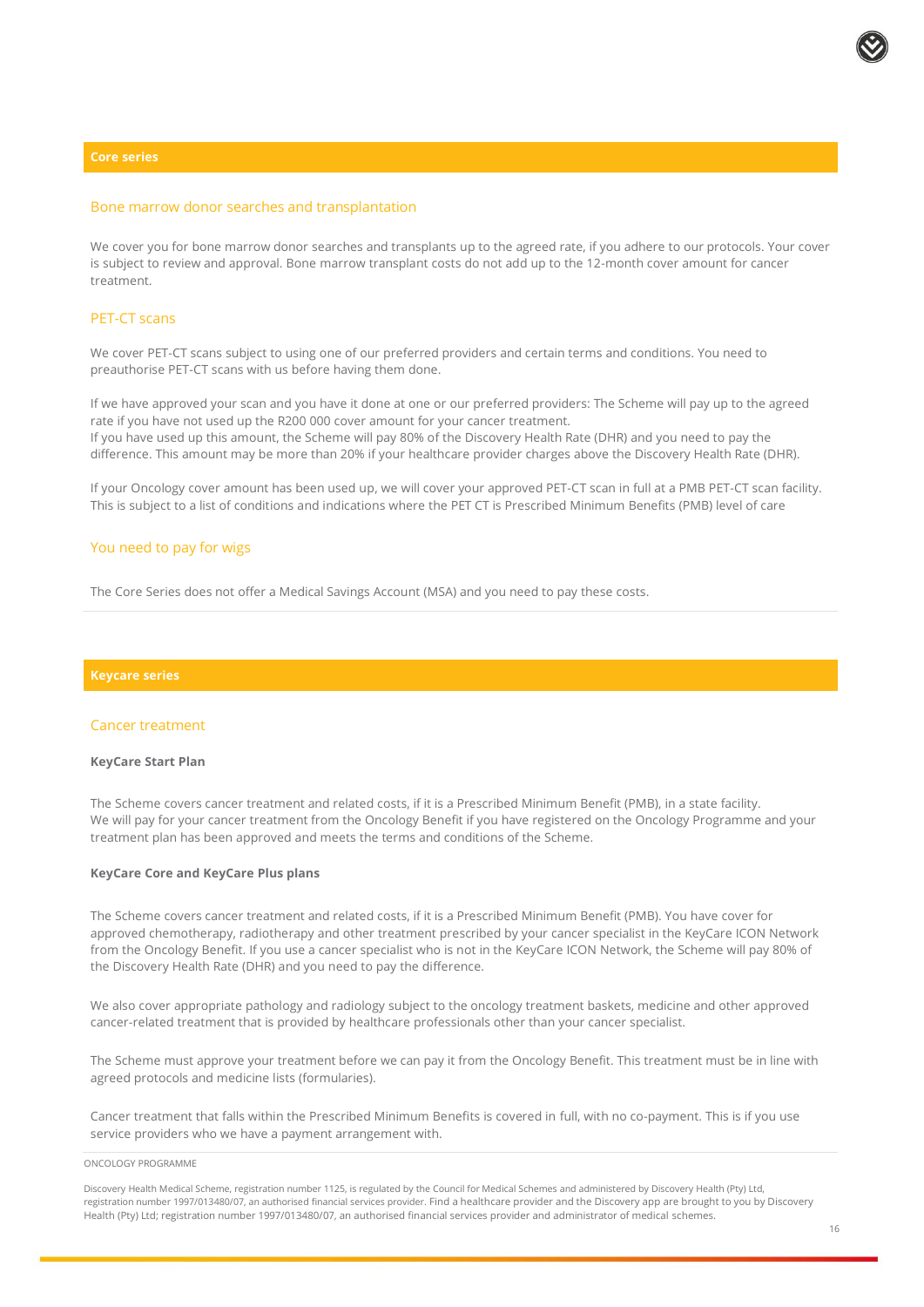## Core series

### Bone marrow donor searches and transplantation

We cover you for bone marrow donor searches and transplants up to the agreed rate, if you adhere to our protocols. Your cover is subject to review and approval. Bone marrow transplant costs do not add up to the 12-month cover amount for cancer treatment.

### PET-CT scans

We cover PET-CT scans subject to using one of our preferred providers and certain terms and conditions. You need to preauthorise PET-CT scans with us before having them done.

If we have approved your scan and you have it done at one or our preferred providers: The Scheme will pay up to the agreed rate if you have not used up the R200 000 cover amount for your cancer treatment.
If you have used up this amount, the Scheme will pay 80% of the Discovery Health Rate (DHR) and you need to pay the difference. This amount may be more than 20% if your healthcare provider charges above the Discovery Health Rate (DHR).

If your Oncology cover amount has been used up, we will cover your approved PET-CT scan in full at a PMB PET-CT scan facility. This is subject to a list of conditions and indications where the PET CT is Prescribed Minimum Benefits (PMB) level of care

### You need to pay for wigs

The Core Series does not offer a Medical Savings Account (MSA) and you need to pay these costs.

## Keycare series

### Cancer treatment

**KeyCare Start Plan**

The Scheme covers cancer treatment and related costs, if it is a Prescribed Minimum Benefit (PMB), in a state facility.
We will pay for your cancer treatment from the Oncology Benefit if you have registered on the Oncology Programme and your treatment plan has been approved and meets the terms and conditions of the Scheme.

**KeyCare Core and KeyCare Plus plans**

The Scheme covers cancer treatment and related costs, if it is a Prescribed Minimum Benefit (PMB). You have cover for approved chemotherapy, radiotherapy and other treatment prescribed by your cancer specialist in the KeyCare ICON Network from the Oncology Benefit. If you use a cancer specialist who is not in the KeyCare ICON Network, the Scheme will pay 80% of the Discovery Health Rate (DHR) and you need to pay the difference.

We also cover appropriate pathology and radiology subject to the oncology treatment baskets, medicine and other approved cancer-related treatment that is provided by healthcare professionals other than your cancer specialist.

The Scheme must approve your treatment before we can pay it from the Oncology Benefit. This treatment must be in line with agreed protocols and medicine lists (formularies).

Cancer treatment that falls within the Prescribed Minimum Benefits is covered in full, with no co-payment. This is if you use service providers who we have a payment arrangement with.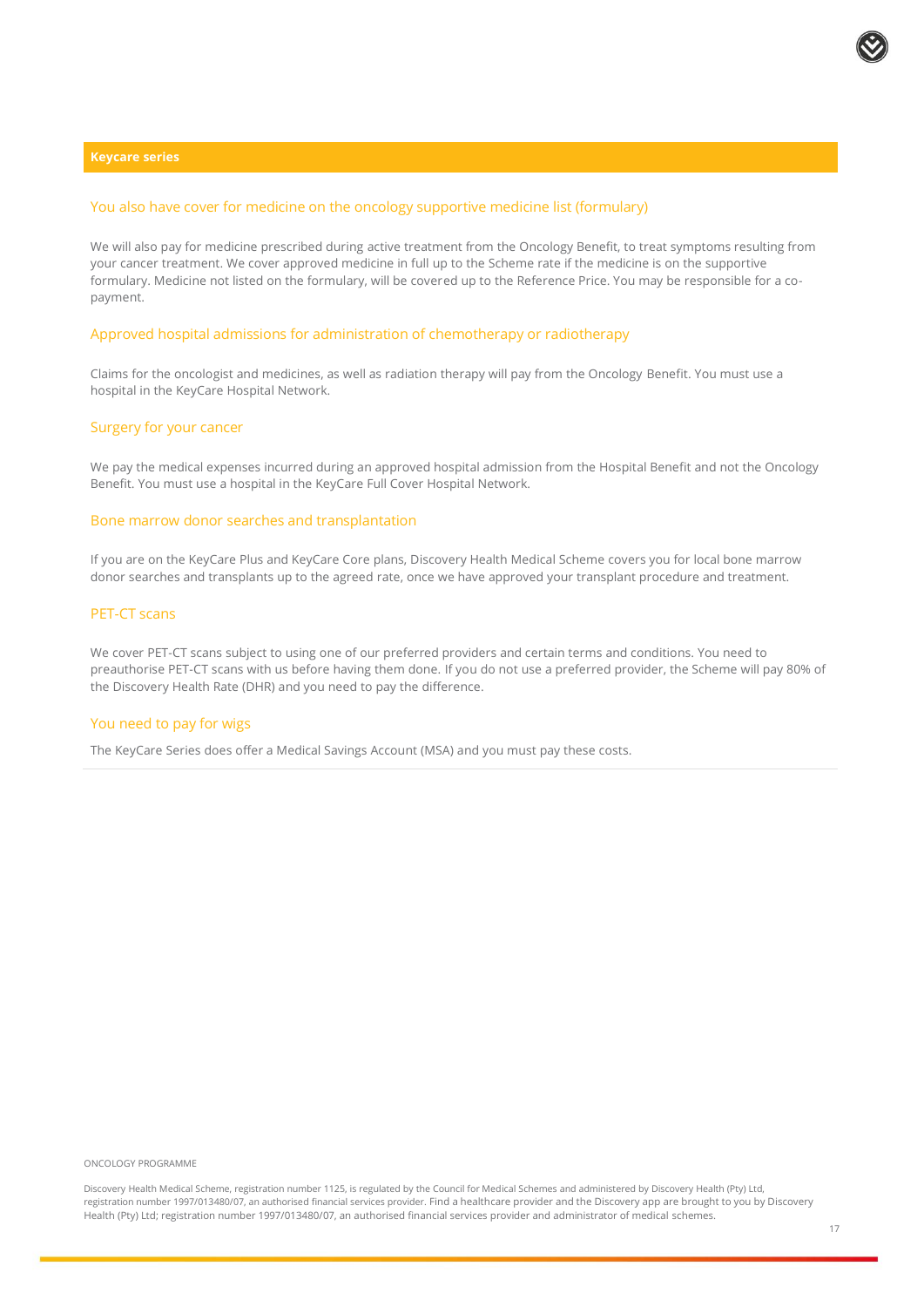## Keycare series

### You also have cover for medicine on the oncology supportive medicine list (formulary)

We will also pay for medicine prescribed during active treatment from the Oncology Benefit, to treat symptoms resulting from your cancer treatment. We cover approved medicine in full up to the Scheme rate if the medicine is on the supportive formulary. Medicine not listed on the formulary, will be covered up to the Reference Price. You may be responsible for a co-payment.

### Approved hospital admissions for administration of chemotherapy or radiotherapy

Claims for the oncologist and medicines, as well as radiation therapy will pay from the Oncology Benefit. You must use a hospital in the KeyCare Hospital Network.

### Surgery for your cancer

We pay the medical expenses incurred during an approved hospital admission from the Hospital Benefit and not the Oncology Benefit. You must use a hospital in the KeyCare Full Cover Hospital Network.

### Bone marrow donor searches and transplantation

If you are on the KeyCare Plus and KeyCare Core plans, Discovery Health Medical Scheme covers you for local bone marrow donor searches and transplants up to the agreed rate, once we have approved your transplant procedure and treatment.

### PET-CT scans

We cover PET-CT scans subject to using one of our preferred providers and certain terms and conditions. You need to preauthorise PET-CT scans with us before having them done. If you do not use a preferred provider, the Scheme will pay 80% of the Discovery Health Rate (DHR) and you need to pay the difference.

### You need to pay for wigs

The KeyCare Series does offer a Medical Savings Account (MSA) and you must pay these costs.

ONCOLOGY PROGRAMME

Discovery Health Medical Scheme, registration number 1125, is regulated by the Council for Medical Schemes and administered by Discovery Health (Pty) Ltd, registration number 1997/013480/07, an authorised financial services provider. Find a healthcare provider and the Discovery app are brought to you by Discovery Health (Pty) Ltd; registration number 1997/013480/07, an authorised financial services provider and administrator of medical schemes.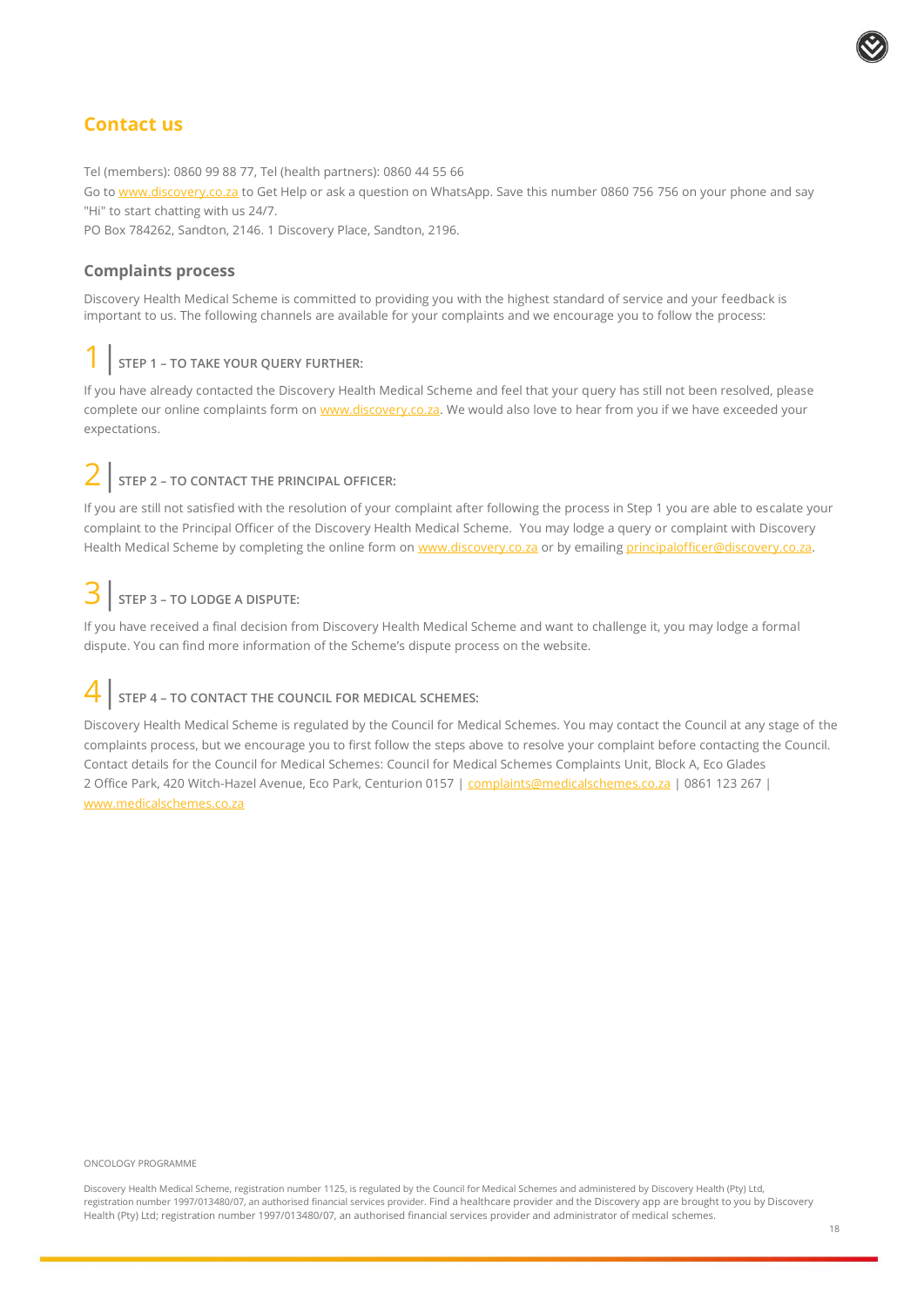## Contact us

Tel (members): 0860 99 88 77, Tel (health partners): 0860 44 55 66
Go to www.discovery.co.za to Get Help or ask a question on WhatsApp. Save this number 0860 756 756 on your phone and say "Hi" to start chatting with us 24/7.
PO Box 784262, Sandton, 2146. 1 Discovery Place, Sandton, 2196.

### Complaints process

Discovery Health Medical Scheme is committed to providing you with the highest standard of service and your feedback is important to us. The following channels are available for your complaints and we encourage you to follow the process:

#### 1 | STEP 1 – TO TAKE YOUR QUERY FURTHER:

If you have already contacted the Discovery Health Medical Scheme and feel that your query has still not been resolved, please complete our online complaints form on www.discovery.co.za. We would also love to hear from you if we have exceeded your expectations.

#### 2 | STEP 2 – TO CONTACT THE PRINCIPAL OFFICER:

If you are still not satisfied with the resolution of your complaint after following the process in Step 1 you are able to escalate your complaint to the Principal Officer of the Discovery Health Medical Scheme. You may lodge a query or complaint with Discovery Health Medical Scheme by completing the online form on www.discovery.co.za or by emailing principalofficer@discovery.co.za.

#### 3 | STEP 3 – TO LODGE A DISPUTE:

If you have received a final decision from Discovery Health Medical Scheme and want to challenge it, you may lodge a formal dispute. You can find more information of the Scheme's dispute process on the website.

#### 4 | STEP 4 – TO CONTACT THE COUNCIL FOR MEDICAL SCHEMES:

Discovery Health Medical Scheme is regulated by the Council for Medical Schemes. You may contact the Council at any stage of the complaints process, but we encourage you to first follow the steps above to resolve your complaint before contacting the Council. Contact details for the Council for Medical Schemes: Council for Medical Schemes Complaints Unit, Block A, Eco Glades 2 Office Park, 420 Witch-Hazel Avenue, Eco Park, Centurion 0157 | complaints@medicalschemes.co.za | 0861 123 267 | www.medicalschemes.co.za

ONCOLOGY PROGRAMME

Discovery Health Medical Scheme, registration number 1125, is regulated by the Council for Medical Schemes and administered by Discovery Health (Pty) Ltd, registration number 1997/013480/07, an authorised financial services provider. Find a healthcare provider and the Discovery app are brought to you by Discovery Health (Pty) Ltd; registration number 1997/013480/07, an authorised financial services provider and administrator of medical schemes.